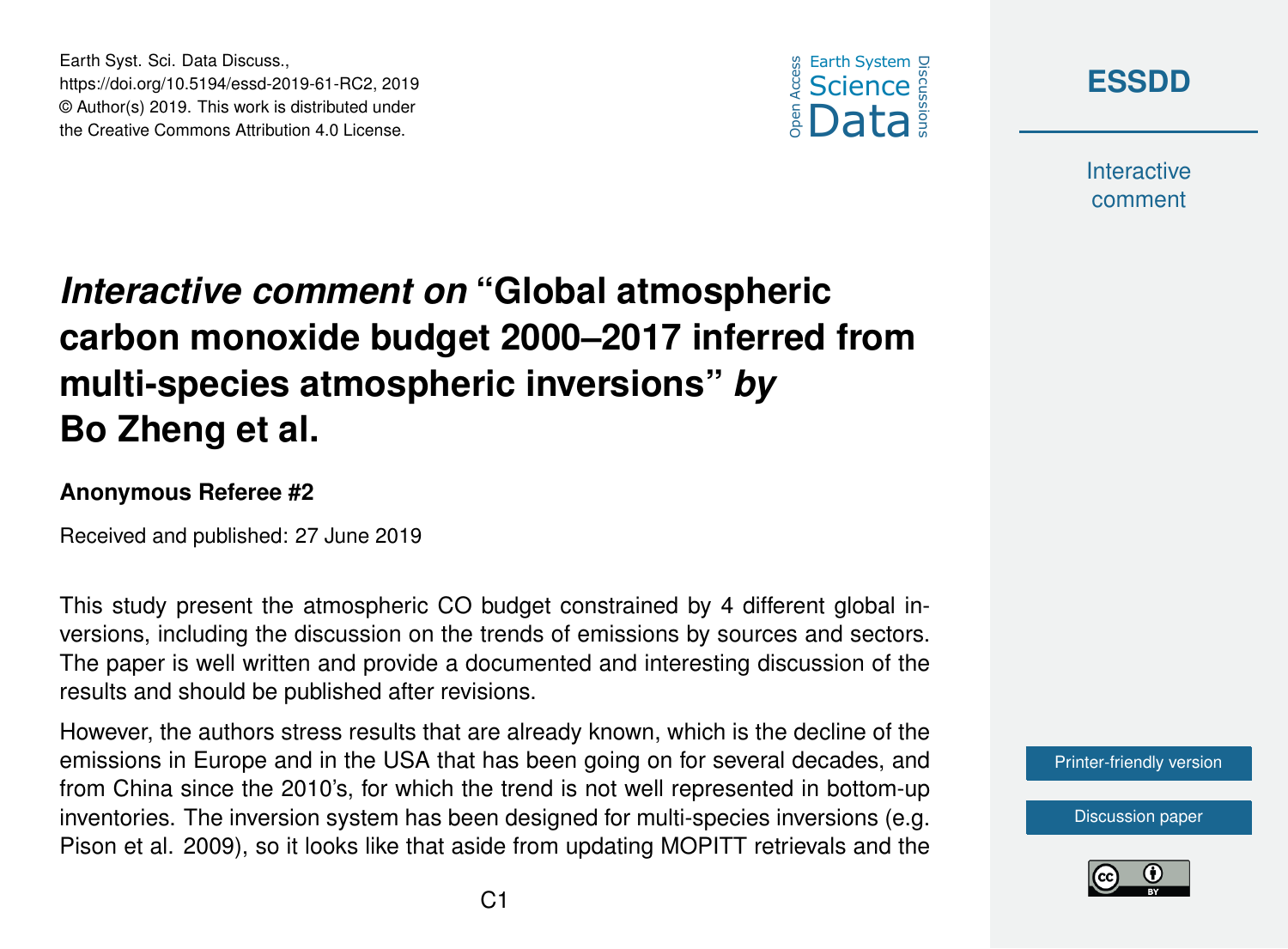# *Interactive comment on* "Global atmospheric carbon monoxide budget 2000–2017 inferred from multi-species atmospheric inversions" *by* Bo Zheng et al.

**Anonymous Referee #2**

Received and published: 27 June 2019

This study present the atmospheric CO budget constrained by 4 different global inversions, including the discussion on the trends of emissions by sources and sectors. The paper is well written and provide a documented and interesting discussion of the results and should be published after revisions.

However, the authors stress results that are already known, which is the decline of the emissions in Europe and in the USA that has been going on for several decades, and from China since the 2010's, for which the trend is not well represented in bottom-up inventories. The inversion system has been designed for multi-species inversions (e.g. Pison et al. 2009), so it looks like that aside from updating MOPITT retrievals and the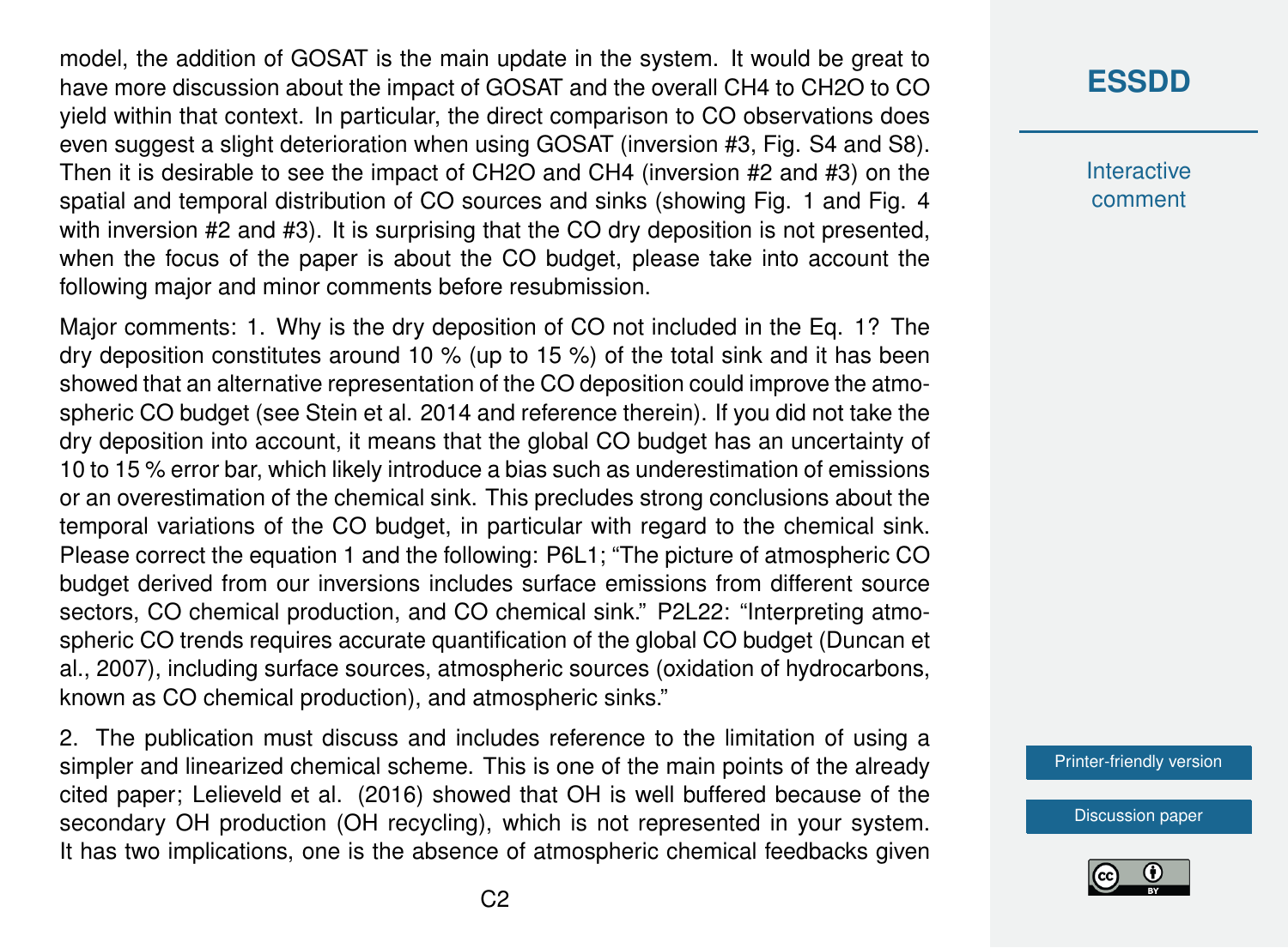model, the addition of GOSAT is the main update in the system. It would be great to have more discussion about the impact of GOSAT and the overall $CH_4$ to $CH_2O$ to CO yield within that context. In particular, the direct comparison to CO observations does even suggest a slight deterioration when using GOSAT (inversion #3, Fig. S4 and S8). Then it is desirable to see the impact of $CH_2O$ and $CH_4$ (inversion #2 and #3) on the spatial and temporal distribution of CO sources and sinks (showing Fig. 1 and Fig. 4 with inversion #2 and #3). It is surprising that the CO dry deposition is not presented, when the focus of the paper is about the CO budget, please take into account the following major and minor comments before resubmission.

Major comments: 1. Why is the dry deposition of CO not included in the Eq. 1? The dry deposition constitutes around 10 % (up to 15 %) of the total sink and it has been showed that an alternative representation of the CO deposition could improve the atmospheric CO budget (see Stein et al. 2014 and reference therein). If you did not take the dry deposition into account, it means that the global CO budget has an uncertainty of 10 to 15 % error bar, which likely introduce a bias such as underestimation of emissions or an overestimation of the chemical sink. This precludes strong conclusions about the temporal variations of the CO budget, in particular with regard to the chemical sink. Please correct the equation 1 and the following: P6L1; "The picture of atmospheric CO budget derived from our inversions includes surface emissions from different source sectors, CO chemical production, and CO chemical sink." P2L22: "Interpreting atmospheric CO trends requires accurate quantification of the global CO budget (Duncan et al., 2007), including surface sources, atmospheric sources (oxidation of hydrocarbons, known as CO chemical production), and atmospheric sinks."

2. The publication must discuss and includes reference to the limitation of using a simpler and linearized chemical scheme. This is one of the main points of the already cited paper; Lelieveld et al. (2016) showed that OH is well buffered because of the secondary OH production (OH recycling), which is not represented in your system. It has two implications, one is the absence of atmospheric chemical feedbacks given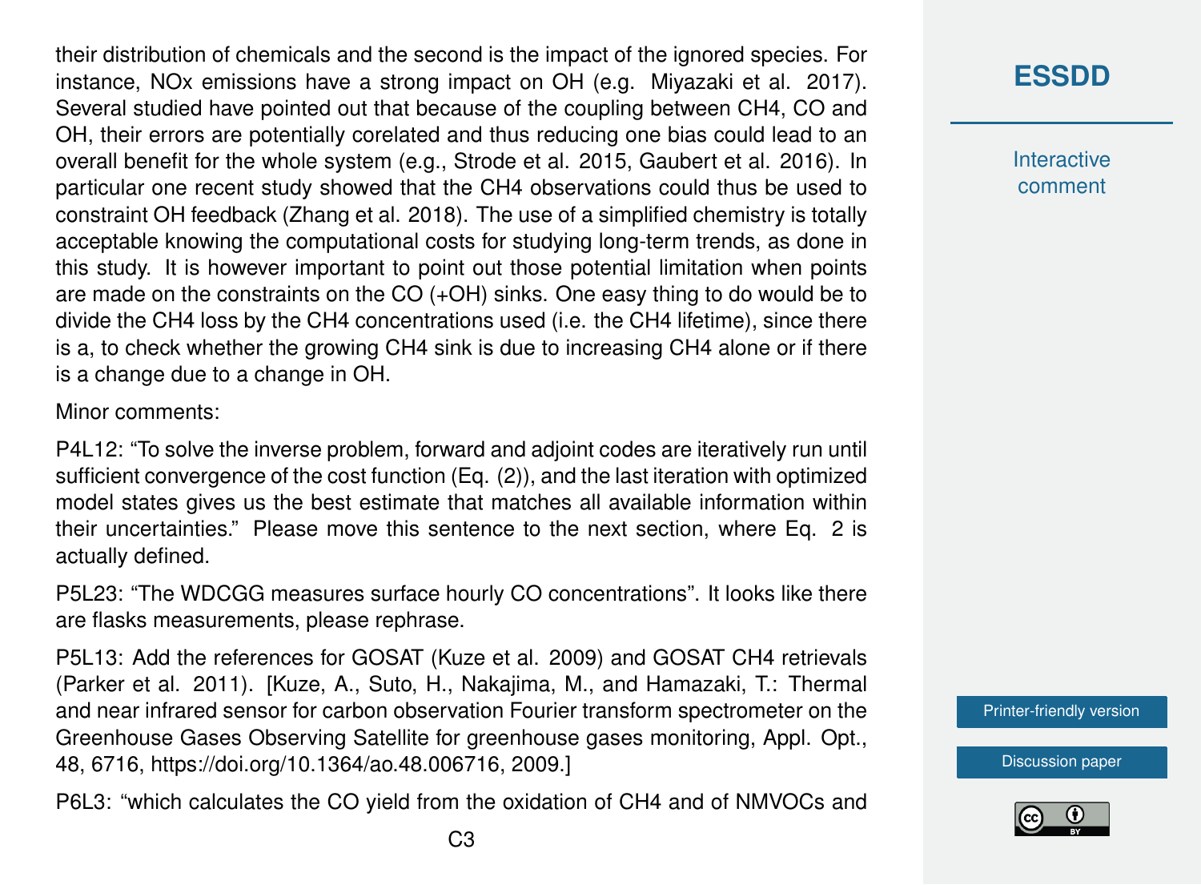their distribution of chemicals and the second is the impact of the ignored species. For instance, NOx emissions have a strong impact on OH (e.g. Miyazaki et al. 2017). Several studied have pointed out that because of the coupling between CH4, CO and OH, their errors are potentially corelated and thus reducing one bias could lead to an overall benefit for the whole system (e.g., Strode et al. 2015, Gaubert et al. 2016). In particular one recent study showed that the CH4 observations could thus be used to constraint OH feedback (Zhang et al. 2018). The use of a simplified chemistry is totally acceptable knowing the computational costs for studying long-term trends, as done in this study. It is however important to point out those potential limitation when points are made on the constraints on the CO (+OH) sinks. One easy thing to do would be to divide the CH4 loss by the CH4 concentrations used (i.e. the CH4 lifetime), since there is a, to check whether the growing CH4 sink is due to increasing CH4 alone or if there is a change due to a change in OH.

Minor comments:

P4L12: "To solve the inverse problem, forward and adjoint codes are iteratively run until sufficient convergence of the cost function (Eq. (2)), and the last iteration with optimized model states gives us the best estimate that matches all available information within their uncertainties." Please move this sentence to the next section, where Eq. 2 is actually defined.

P5L23: "The WDCGG measures surface hourly CO concentrations". It looks like there are flasks measurements, please rephrase.

P5L13: Add the references for GOSAT (Kuze et al. 2009) and GOSAT CH4 retrievals (Parker et al. 2011). [Kuze, A., Suto, H., Nakajima, M., and Hamazaki, T.: Thermal and near infrared sensor for carbon observation Fourier transform spectrometer on the Greenhouse Gases Observing Satellite for greenhouse gases monitoring, Appl. Opt., 48, 6716, https://doi.org/10.1364/ao.48.006716, 2009.]

P6L3: "which calculates the CO yield from the oxidation of CH4 and of NMVOCs and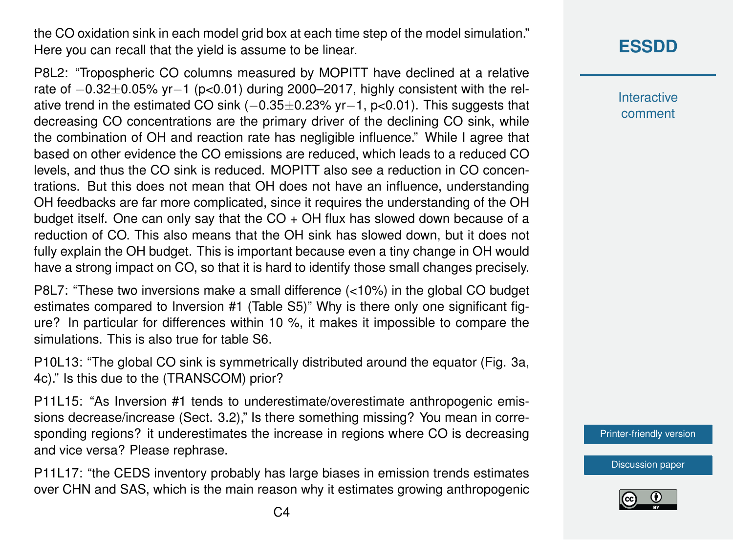the CO oxidation sink in each model grid box at each time step of the model simulation." Here you can recall that the yield is assume to be linear.

P8L2: "Tropospheric CO columns measured by MOPITT have declined at a relative rate of $-0.32\pm0.05\%$ $yr^{-1}$ ($p<0.01$) during 2000–2017, highly consistent with the relative trend in the estimated CO sink ($-0.35\pm0.23\%$ $yr^{-1}$, $p<0.01$). This suggests that decreasing CO concentrations are the primary driver of the declining CO sink, while the combination of OH and reaction rate has negligible influence." While I agree that based on other evidence the CO emissions are reduced, which leads to a reduced CO levels, and thus the CO sink is reduced. MOPITT also see a reduction in CO concentrations. But this does not mean that OH does not have an influence, understanding OH feedbacks are far more complicated, since it requires the understanding of the OH budget itself. One can only say that the CO + OH flux has slowed down because of a reduction of CO. This also means that the OH sink has slowed down, but it does not fully explain the OH budget. This is important because even a tiny change in OH would have a strong impact on CO, so that it is hard to identify those small changes precisely.

P8L7: "These two inversions make a small difference (<10%) in the global CO budget estimates compared to Inversion #1 (Table S5)" Why is there only one significant figure? In particular for differences within 10 %, it makes it impossible to compare the simulations. This is also true for table S6.

P10L13: "The global CO sink is symmetrically distributed around the equator (Fig. 3a, 4c)." Is this due to the (TRANSCOM) prior?

P11L15: "As Inversion #1 tends to underestimate/overestimate anthropogenic emissions decrease/increase (Sect. 3.2)," Is there something missing? You mean in corresponding regions? it underestimates the increase in regions where CO is decreasing and vice versa? Please rephrase.

P11L17: "the CEDS inventory probably has large biases in emission trends estimates over CHN and SAS, which is the main reason why it estimates growing anthropogenic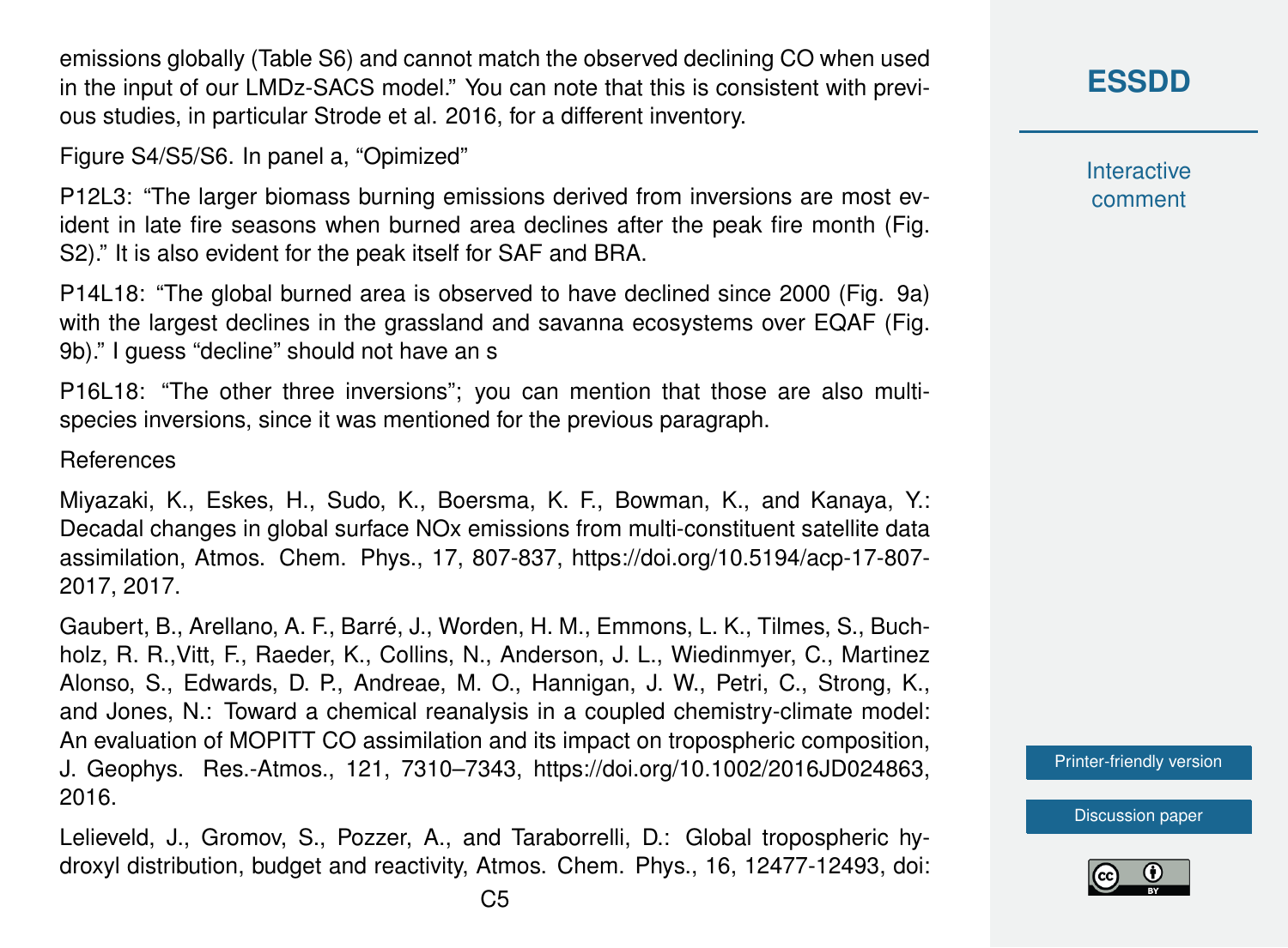emissions globally (Table S6) and cannot match the observed declining CO when used in the input of our LMDz-SACS model." You can note that this is consistent with previous studies, in particular Strode et al. 2016, for a different inventory.

Figure S4/S5/S6. In panel a, "Opimized"

P12L3: "The larger biomass burning emissions derived from inversions are most evident in late fire seasons when burned area declines after the peak fire month (Fig. S2)." It is also evident for the peak itself for SAF and BRA.

P14L18: "The global burned area is observed to have declined since 2000 (Fig. 9a) with the largest declines in the grassland and savanna ecosystems over EQAF (Fig. 9b)." I guess "decline" should not have an s

P16L18: "The other three inversions"; you can mention that those are also multi-species inversions, since it was mentioned for the previous paragraph.

References

Miyazaki, K., Eskes, H., Sudo, K., Boersma, K. F., Bowman, K., and Kanaya, Y.: Decadal changes in global surface NOx emissions from multi-constituent satellite data assimilation, Atmos. Chem. Phys., 17, 807-837, https://doi.org/10.5194/acp-17-807-2017, 2017.

Gaubert, B., Arellano, A. F., Barré, J., Worden, H. M., Emmons, L. K., Tilmes, S., Buchholz, R. R.,Vitt, F., Raeder, K., Collins, N., Anderson, J. L., Wiedinmyer, C., Martinez Alonso, S., Edwards, D. P., Andreae, M. O., Hannigan, J. W., Petri, C., Strong, K., and Jones, N.: Toward a chemical reanalysis in a coupled chemistry-climate model: An evaluation of MOPITT CO assimilation and its impact on tropospheric composition, J. Geophys. Res.-Atmos., 121, 7310–7343, https://doi.org/10.1002/2016JD024863, 2016.

Lelieveld, J., Gromov, S., Pozzer, A., and Taraborrelli, D.: Global tropospheric hydroxyl distribution, budget and reactivity, Atmos. Chem. Phys., 16, 12477-12493, doi: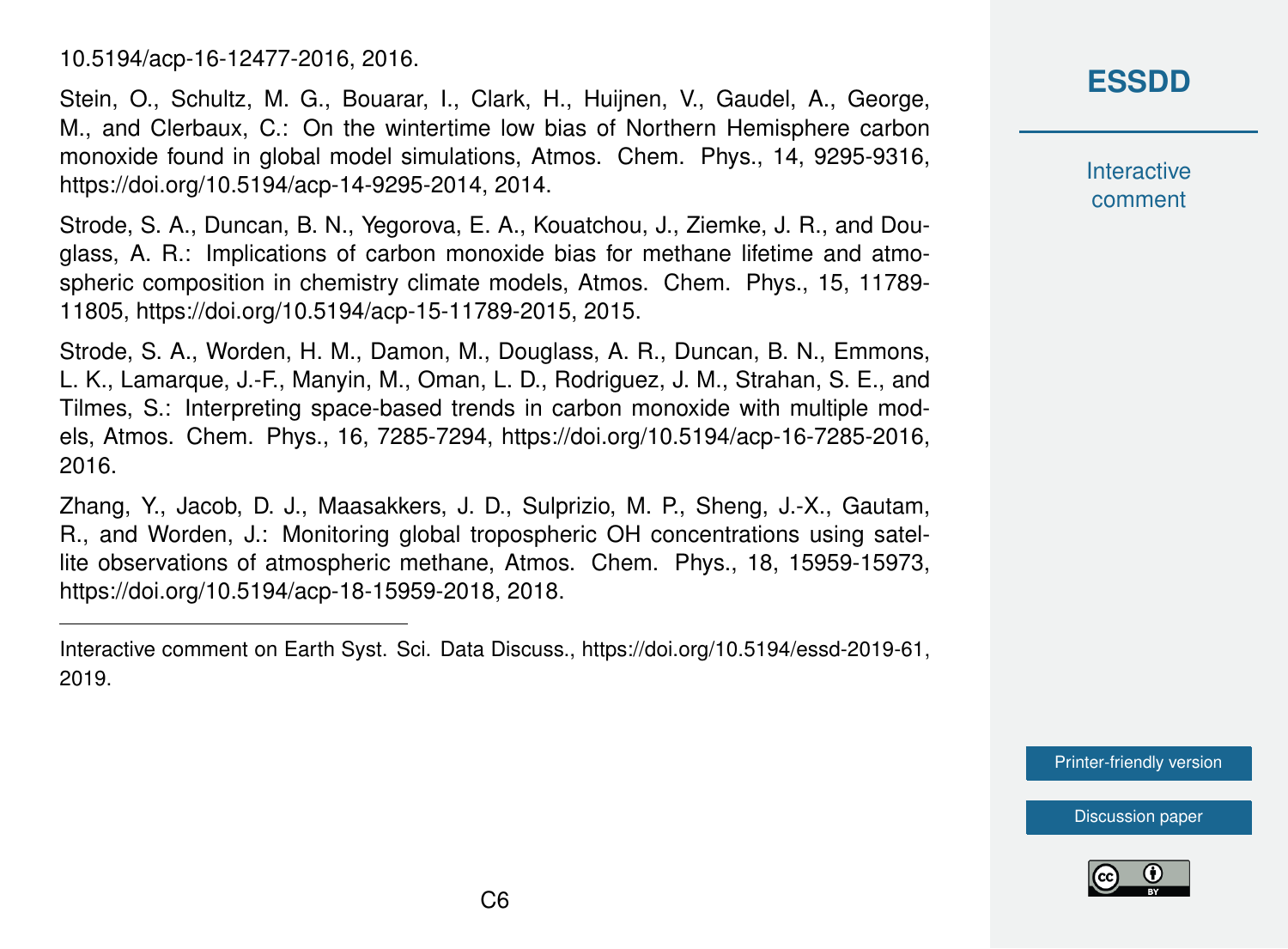10.5194/acp-16-12477-2016, 2016.

Stein, O., Schultz, M. G., Bouarar, I., Clark, H., Huijnen, V., Gaudel, A., George, M., and Clerbaux, C.: On the wintertime low bias of Northern Hemisphere carbon monoxide found in global model simulations, Atmos. Chem. Phys., 14, 9295-9316, https://doi.org/10.5194/acp-14-9295-2014, 2014.

Strode, S. A., Duncan, B. N., Yegorova, E. A., Kouatchou, J., Ziemke, J. R., and Douglass, A. R.: Implications of carbon monoxide bias for methane lifetime and atmospheric composition in chemistry climate models, Atmos. Chem. Phys., 15, 11789-11805, https://doi.org/10.5194/acp-15-11789-2015, 2015.

Strode, S. A., Worden, H. M., Damon, M., Douglass, A. R., Duncan, B. N., Emmons, L. K., Lamarque, J.-F., Manyin, M., Oman, L. D., Rodriguez, J. M., Strahan, S. E., and Tilmes, S.: Interpreting space-based trends in carbon monoxide with multiple models, Atmos. Chem. Phys., 16, 7285-7294, https://doi.org/10.5194/acp-16-7285-2016, 2016.

Zhang, Y., Jacob, D. J., Maasakkers, J. D., Sulprizio, M. P., Sheng, J.-X., Gautam, R., and Worden, J.: Monitoring global tropospheric OH concentrations using satellite observations of atmospheric methane, Atmos. Chem. Phys., 18, 15959-15973, https://doi.org/10.5194/acp-18-15959-2018, 2018.

---

Interactive comment on Earth Syst. Sci. Data Discuss., https://doi.org/10.5194/essd-2019-61, 2019.